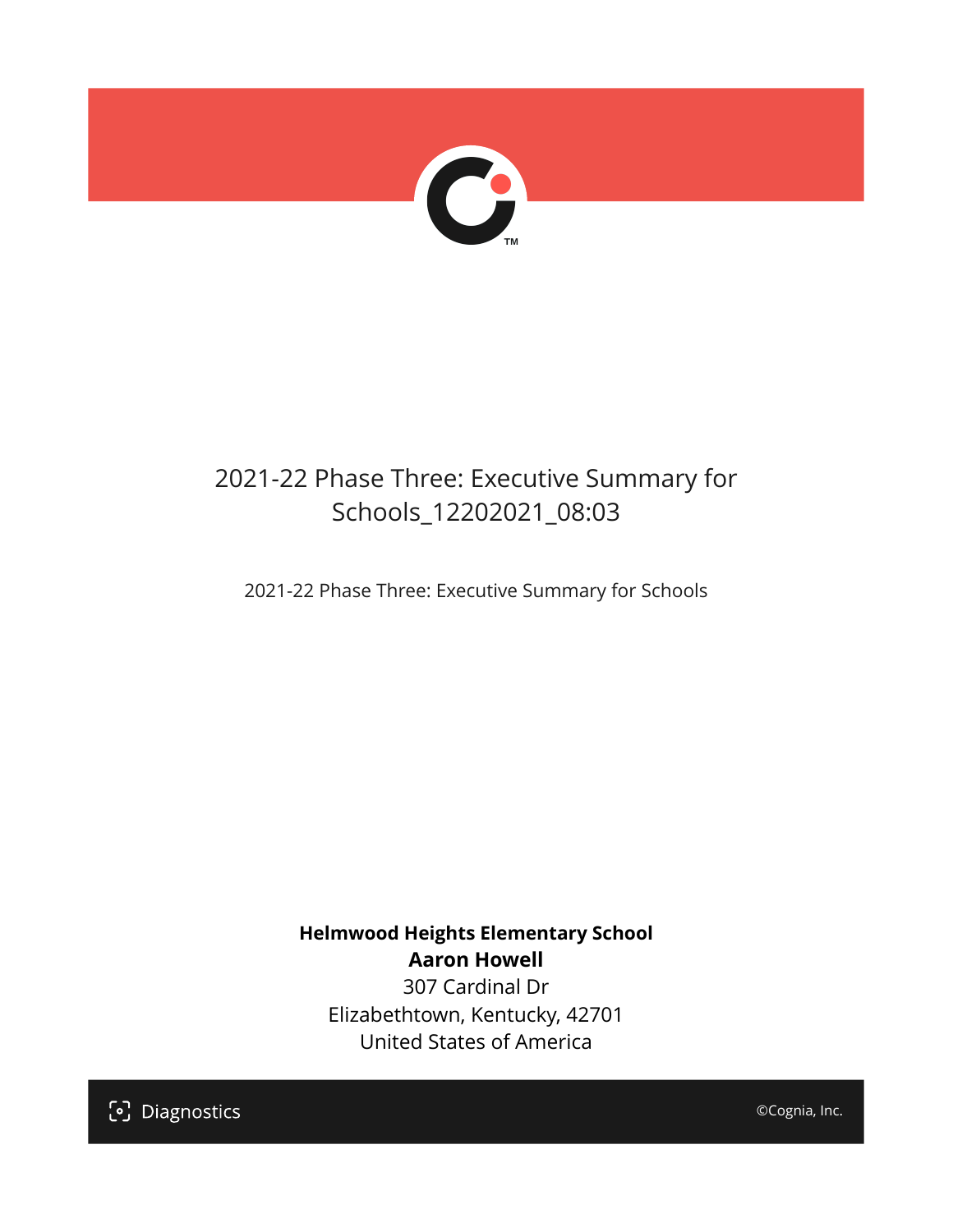# 2021-22 Phase Three: Executive Summary for Schools_12202021_08:03

2021-22 Phase Three: Executive Summary for Schools

**Helmwood Heights Elementary School**
**Aaron Howell**
307 Cardinal Dr
Elizabethtown, Kentucky, 42701
United States of America

Diagnostics

©Cognia, Inc.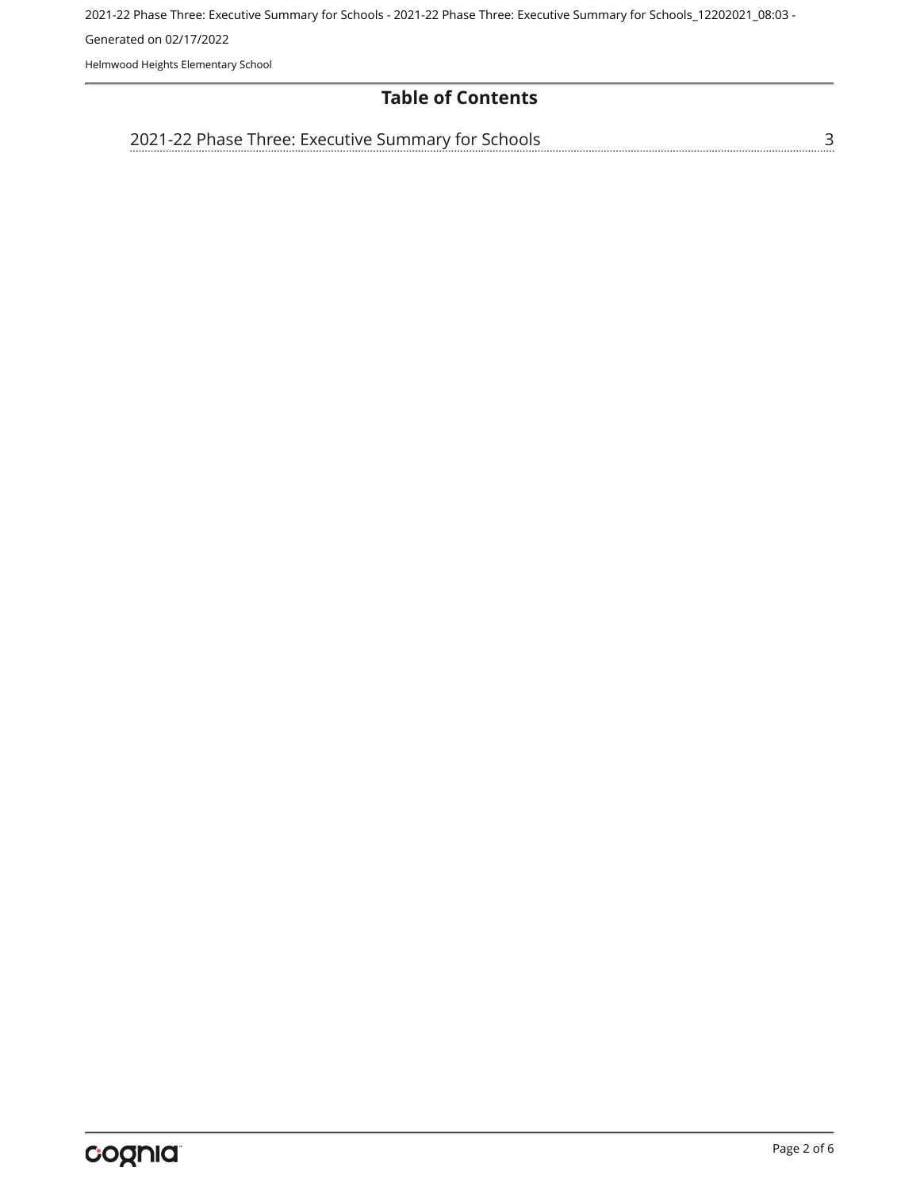## Table of Contents

2021-22 Phase Three: Executive Summary for Schools ........................................ 3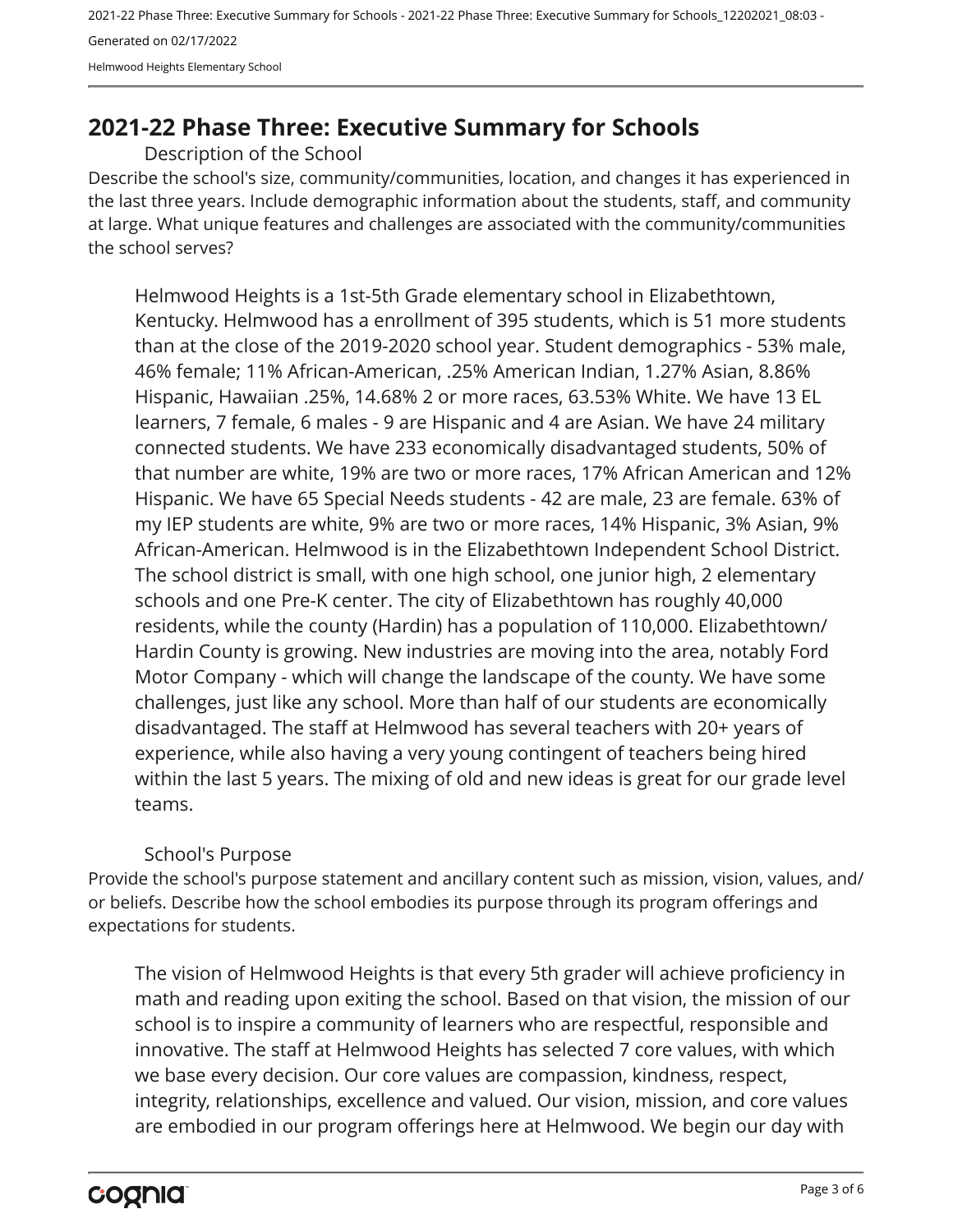# 2021-22 Phase Three: Executive Summary for Schools

## Description of the School

Describe the school's size, community/communities, location, and changes it has experienced in the last three years. Include demographic information about the students, staff, and community at large. What unique features and challenges are associated with the community/communities the school serves?

Helmwood Heights is a 1st-5th Grade elementary school in Elizabethtown, Kentucky. Helmwood has a enrollment of 395 students, which is 51 more students than at the close of the 2019-2020 school year. Student demographics - 53% male, 46% female; 11% African-American, .25% American Indian, 1.27% Asian, 8.86% Hispanic, Hawaiian .25%, 14.68% 2 or more races, 63.53% White. We have 13 EL learners, 7 female, 6 males - 9 are Hispanic and 4 are Asian. We have 24 military connected students. We have 233 economically disadvantaged students, 50% of that number are white, 19% are two or more races, 17% African American and 12% Hispanic. We have 65 Special Needs students - 42 are male, 23 are female. 63% of my IEP students are white, 9% are two or more races, 14% Hispanic, 3% Asian, 9% African-American. Helmwood is in the Elizabethtown Independent School District. The school district is small, with one high school, one junior high, 2 elementary schools and one Pre-K center. The city of Elizabethtown has roughly 40,000 residents, while the county (Hardin) has a population of 110,000. Elizabethtown/ Hardin County is growing. New industries are moving into the area, notably Ford Motor Company - which will change the landscape of the county. We have some challenges, just like any school. More than half of our students are economically disadvantaged. The staff at Helmwood has several teachers with 20+ years of experience, while also having a very young contingent of teachers being hired within the last 5 years. The mixing of old and new ideas is great for our grade level teams.

## School's Purpose

Provide the school's purpose statement and ancillary content such as mission, vision, values, and/ or beliefs. Describe how the school embodies its purpose through its program offerings and expectations for students.

The vision of Helmwood Heights is that every 5th grader will achieve proficiency in math and reading upon exiting the school. Based on that vision, the mission of our school is to inspire a community of learners who are respectful, responsible and innovative. The staff at Helmwood Heights has selected 7 core values, with which we base every decision. Our core values are compassion, kindness, respect, integrity, relationships, excellence and valued. Our vision, mission, and core values are embodied in our program offerings here at Helmwood. We begin our day with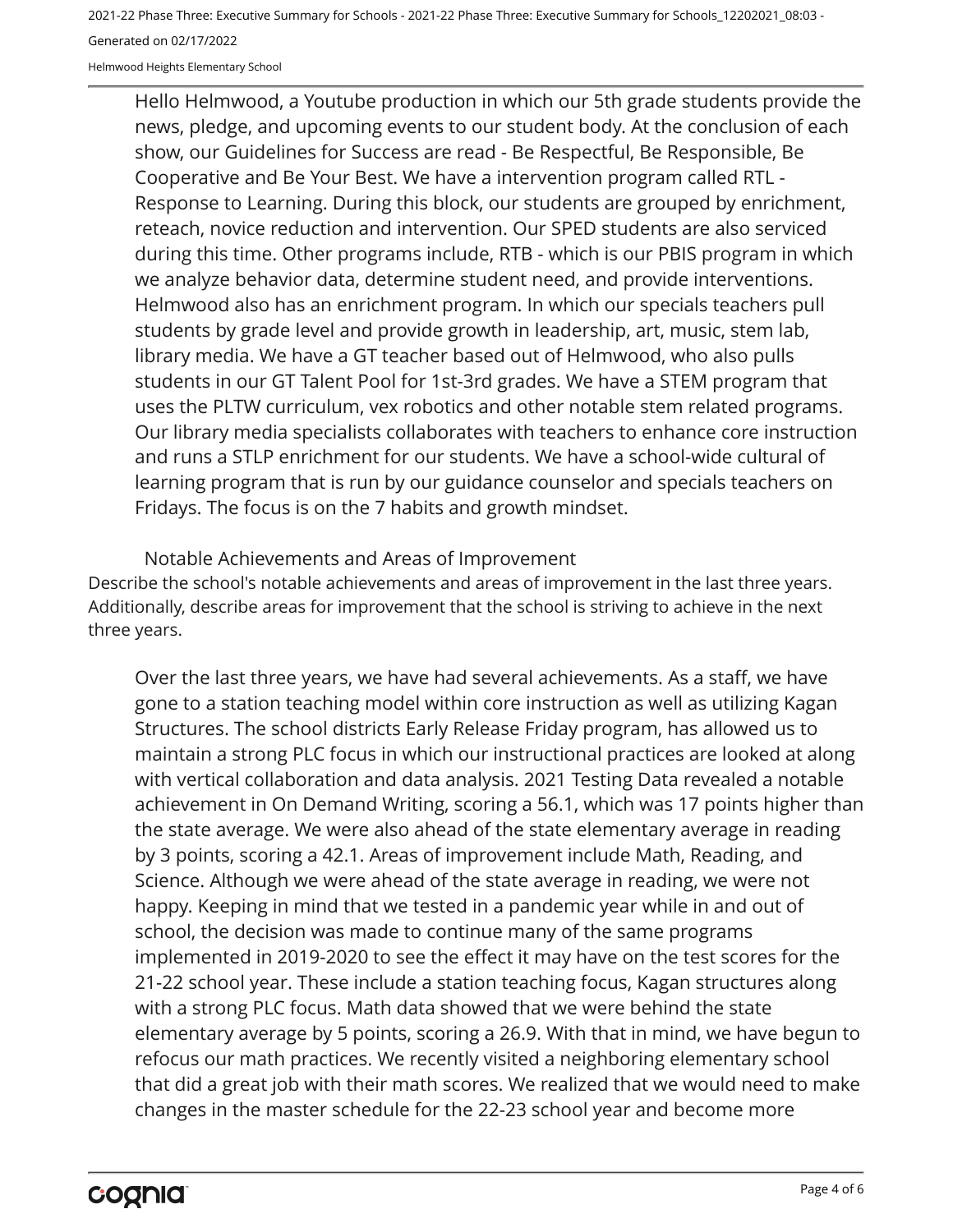Hello Helmwood, a Youtube production in which our 5th grade students provide the news, pledge, and upcoming events to our student body. At the conclusion of each show, our Guidelines for Success are read - Be Respectful, Be Responsible, Be Cooperative and Be Your Best. We have a intervention program called RTL - Response to Learning. During this block, our students are grouped by enrichment, reteach, novice reduction and intervention. Our SPED students are also serviced during this time. Other programs include, RTB - which is our PBIS program in which we analyze behavior data, determine student need, and provide interventions. Helmwood also has an enrichment program. In which our specials teachers pull students by grade level and provide growth in leadership, art, music, stem lab, library media. We have a GT teacher based out of Helmwood, who also pulls students in our GT Talent Pool for 1st-3rd grades. We have a STEM program that uses the PLTW curriculum, vex robotics and other notable stem related programs. Our library media specialists collaborates with teachers to enhance core instruction and runs a STLP enrichment for our students. We have a school-wide cultural of learning program that is run by our guidance counselor and specials teachers on Fridays. The focus is on the 7 habits and growth mindset.

## Notable Achievements and Areas of Improvement

Describe the school's notable achievements and areas of improvement in the last three years. Additionally, describe areas for improvement that the school is striving to achieve in the next three years.

Over the last three years, we have had several achievements. As a staff, we have gone to a station teaching model within core instruction as well as utilizing Kagan Structures. The school districts Early Release Friday program, has allowed us to maintain a strong PLC focus in which our instructional practices are looked at along with vertical collaboration and data analysis. 2021 Testing Data revealed a notable achievement in On Demand Writing, scoring a 56.1, which was 17 points higher than the state average. We were also ahead of the state elementary average in reading by 3 points, scoring a 42.1. Areas of improvement include Math, Reading, and Science. Although we were ahead of the state average in reading, we were not happy. Keeping in mind that we tested in a pandemic year while in and out of school, the decision was made to continue many of the same programs implemented in 2019-2020 to see the effect it may have on the test scores for the 21-22 school year. These include a station teaching focus, Kagan structures along with a strong PLC focus. Math data showed that we were behind the state elementary average by 5 points, scoring a 26.9. With that in mind, we have begun to refocus our math practices. We recently visited a neighboring elementary school that did a great job with their math scores. We realized that we would need to make changes in the master schedule for the 22-23 school year and become more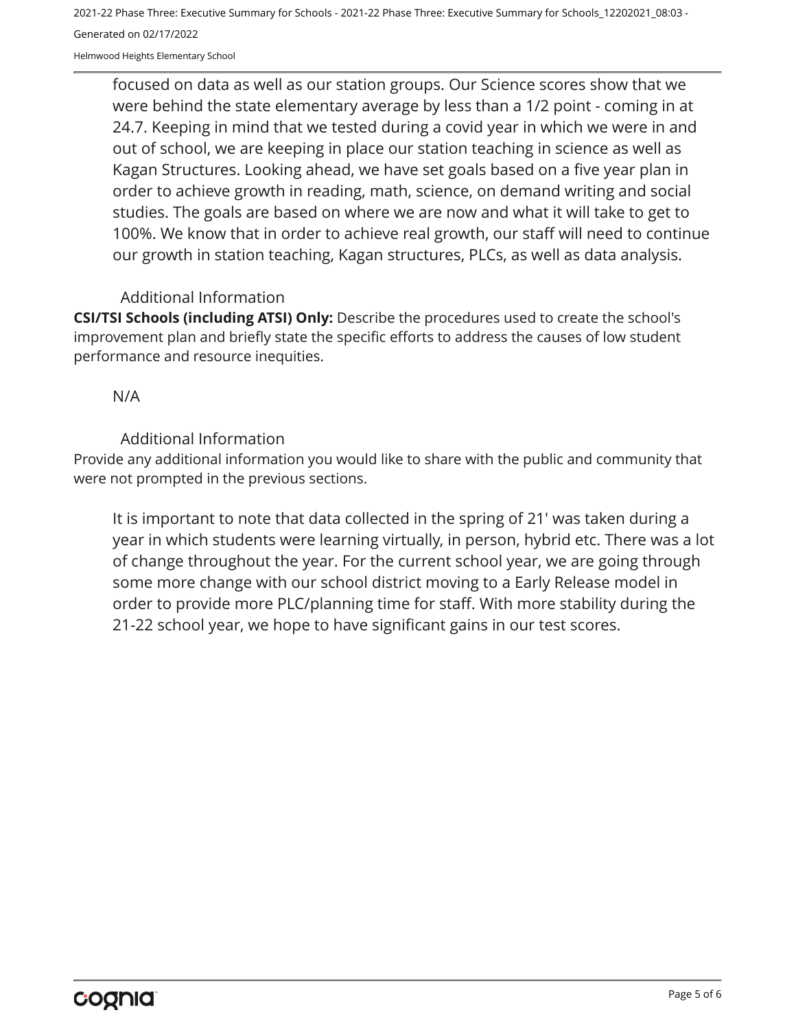focused on data as well as our station groups. Our Science scores show that we were behind the state elementary average by less than a 1/2 point - coming in at 24.7. Keeping in mind that we tested during a covid year in which we were in and out of school, we are keeping in place our station teaching in science as well as Kagan Structures. Looking ahead, we have set goals based on a five year plan in order to achieve growth in reading, math, science, on demand writing and social studies. The goals are based on where we are now and what it will take to get to 100%. We know that in order to achieve real growth, our staff will need to continue our growth in station teaching, Kagan structures, PLCs, as well as data analysis.

### Additional Information

**CSI/TSI Schools (including ATSI) Only:** Describe the procedures used to create the school's improvement plan and briefly state the specific efforts to address the causes of low student performance and resource inequities.

N/A

### Additional Information

Provide any additional information you would like to share with the public and community that were not prompted in the previous sections.

It is important to note that data collected in the spring of 21' was taken during a year in which students were learning virtually, in person, hybrid etc. There was a lot of change throughout the year. For the current school year, we are going through some more change with our school district moving to a Early Release model in order to provide more PLC/planning time for staff. With more stability during the 21-22 school year, we hope to have significant gains in our test scores.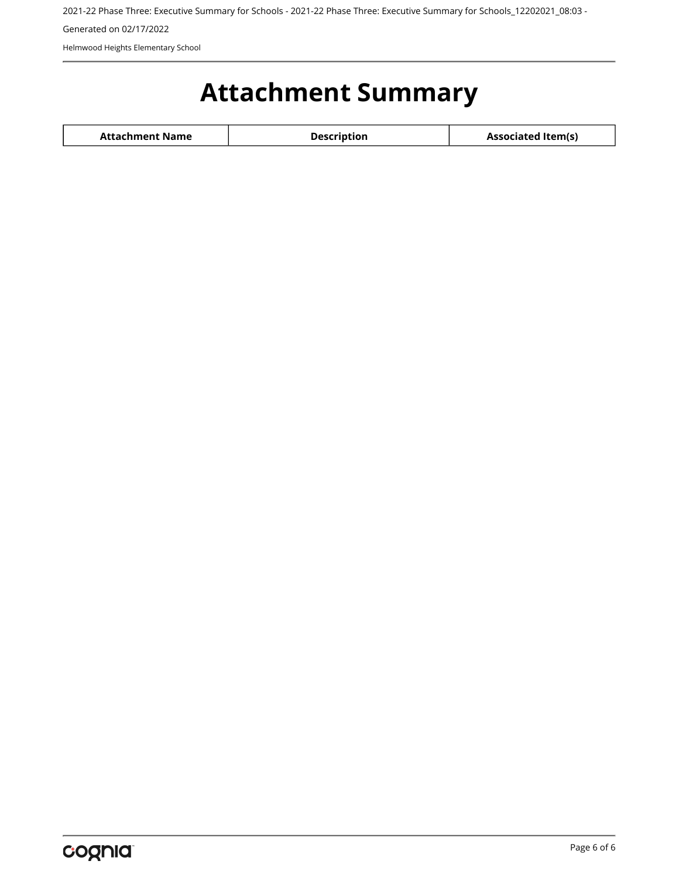# Attachment Summary

| Attachment Name | Description | Associated Item(s) |
|---|---|---|